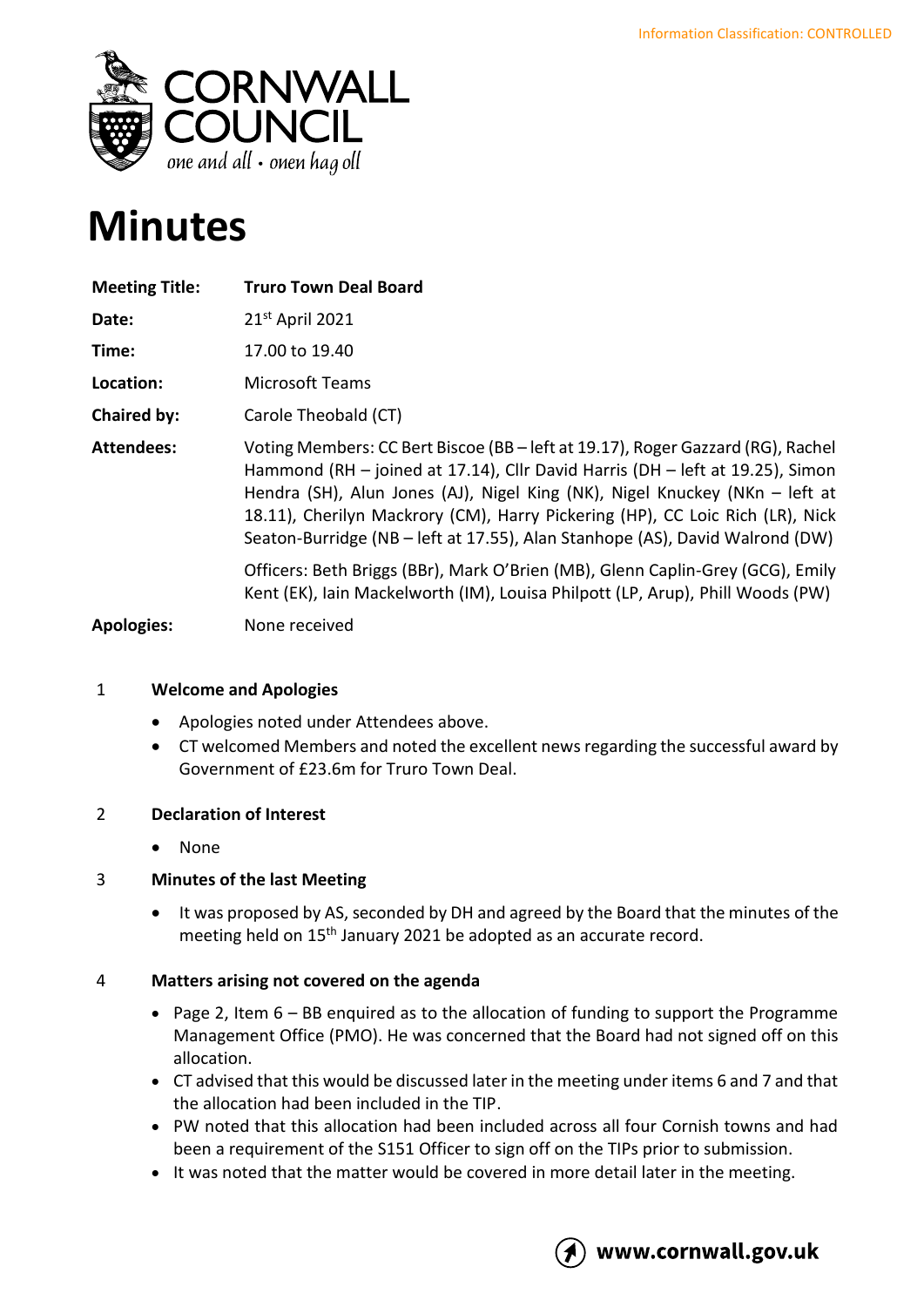Information Classification: CONTROLLED

# Minutes

| | |
|---|---|
| **Meeting Title:** | **Truro Town Deal Board** |
| **Date:** | 21st April 2021 |
| **Time:** | 17.00 to 19.40 |
| **Location:** | Microsoft Teams |
| **Chaired by:** | Carole Theobald (CT) |
| **Attendees:** | Voting Members: CC Bert Biscoe (BB – left at 19.17), Roger Gazzard (RG), Rachel Hammond (RH – joined at 17.14), Cllr David Harris (DH – left at 19.25), Simon Hendra (SH), Alun Jones (AJ), Nigel King (NK), Nigel Knuckey (NKn – left at 18.11), Cherilyn Mackrory (CM), Harry Pickering (HP), CC Loic Rich (LR), Nick Seaton-Burridge (NB – left at 17.55), Alan Stanhope (AS), David Walrond (DW)<br><br>Officers: Beth Briggs (BBr), Mark O'Brien (MB), Glenn Caplin-Grey (GCG), Emily Kent (EK), Iain Mackelworth (IM), Louisa Philpott (LP, Arup), Phill Woods (PW) |
| **Apologies:** | None received |

## 1 Welcome and Apologies

- Apologies noted under Attendees above.
- CT welcomed Members and noted the excellent news regarding the successful award by Government of £23.6m for Truro Town Deal.

## 2 Declaration of Interest

- None

## 3 Minutes of the last Meeting

- It was proposed by AS, seconded by DH and agreed by the Board that the minutes of the meeting held on 15th January 2021 be adopted as an accurate record.

## 4 Matters arising not covered on the agenda

- Page 2, Item 6 – BB enquired as to the allocation of funding to support the Programme Management Office (PMO). He was concerned that the Board had not signed off on this allocation.
- CT advised that this would be discussed later in the meeting under items 6 and 7 and that the allocation had been included in the TIP.
- PW noted that this allocation had been included across all four Cornish towns and had been a requirement of the S151 Officer to sign off on the TIPs prior to submission.
- It was noted that the matter would be covered in more detail later in the meeting.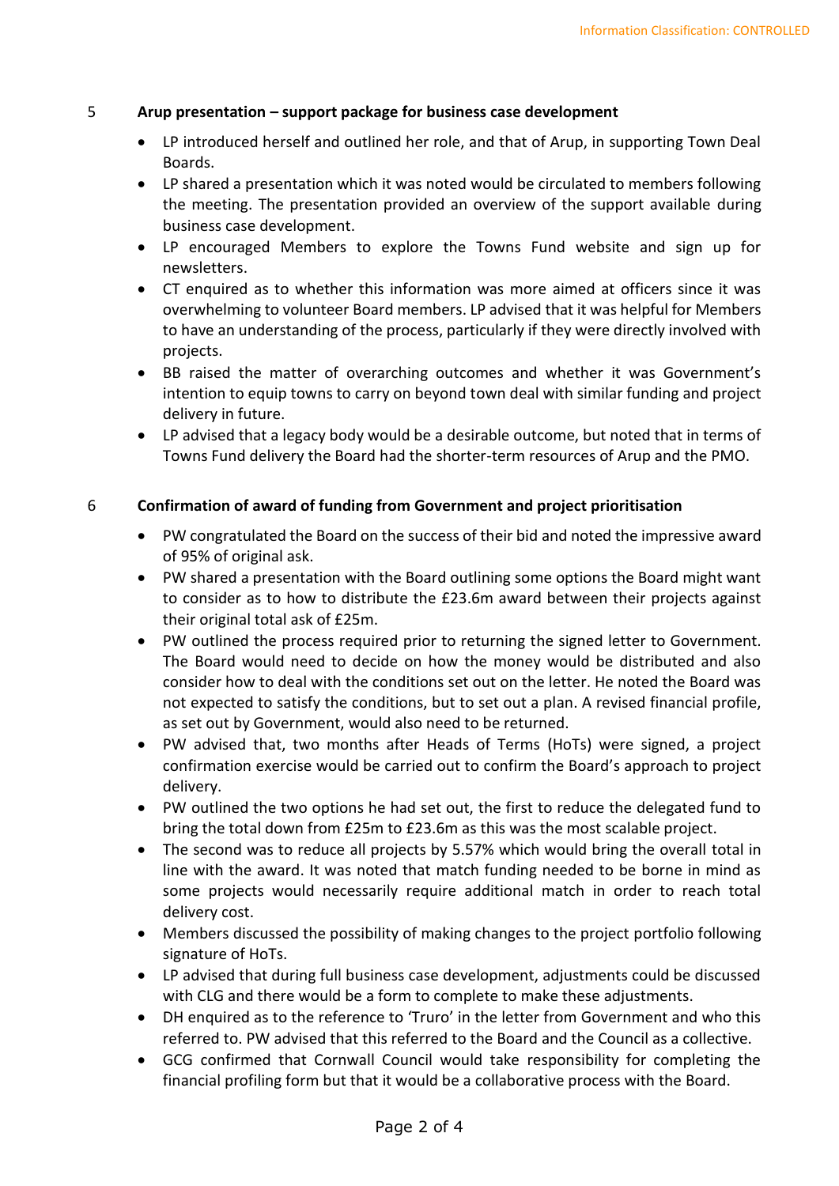5 **Arup presentation – support package for business case development**

- LP introduced herself and outlined her role, and that of Arup, in supporting Town Deal Boards.
- LP shared a presentation which it was noted would be circulated to members following the meeting. The presentation provided an overview of the support available during business case development.
- LP encouraged Members to explore the Towns Fund website and sign up for newsletters.
- CT enquired as to whether this information was more aimed at officers since it was overwhelming to volunteer Board members. LP advised that it was helpful for Members to have an understanding of the process, particularly if they were directly involved with projects.
- BB raised the matter of overarching outcomes and whether it was Government's intention to equip towns to carry on beyond town deal with similar funding and project delivery in future.
- LP advised that a legacy body would be a desirable outcome, but noted that in terms of Towns Fund delivery the Board had the shorter-term resources of Arup and the PMO.

6 **Confirmation of award of funding from Government and project prioritisation**

- PW congratulated the Board on the success of their bid and noted the impressive award of 95% of original ask.
- PW shared a presentation with the Board outlining some options the Board might want to consider as to how to distribute the £23.6m award between their projects against their original total ask of £25m.
- PW outlined the process required prior to returning the signed letter to Government. The Board would need to decide on how the money would be distributed and also consider how to deal with the conditions set out on the letter. He noted the Board was not expected to satisfy the conditions, but to set out a plan. A revised financial profile, as set out by Government, would also need to be returned.
- PW advised that, two months after Heads of Terms (HoTs) were signed, a project confirmation exercise would be carried out to confirm the Board's approach to project delivery.
- PW outlined the two options he had set out, the first to reduce the delegated fund to bring the total down from £25m to £23.6m as this was the most scalable project.
- The second was to reduce all projects by 5.57% which would bring the overall total in line with the award. It was noted that match funding needed to be borne in mind as some projects would necessarily require additional match in order to reach total delivery cost.
- Members discussed the possibility of making changes to the project portfolio following signature of HoTs.
- LP advised that during full business case development, adjustments could be discussed with CLG and there would be a form to complete to make these adjustments.
- DH enquired as to the reference to 'Truro' in the letter from Government and who this referred to. PW advised that this referred to the Board and the Council as a collective.
- GCG confirmed that Cornwall Council would take responsibility for completing the financial profiling form but that it would be a collaborative process with the Board.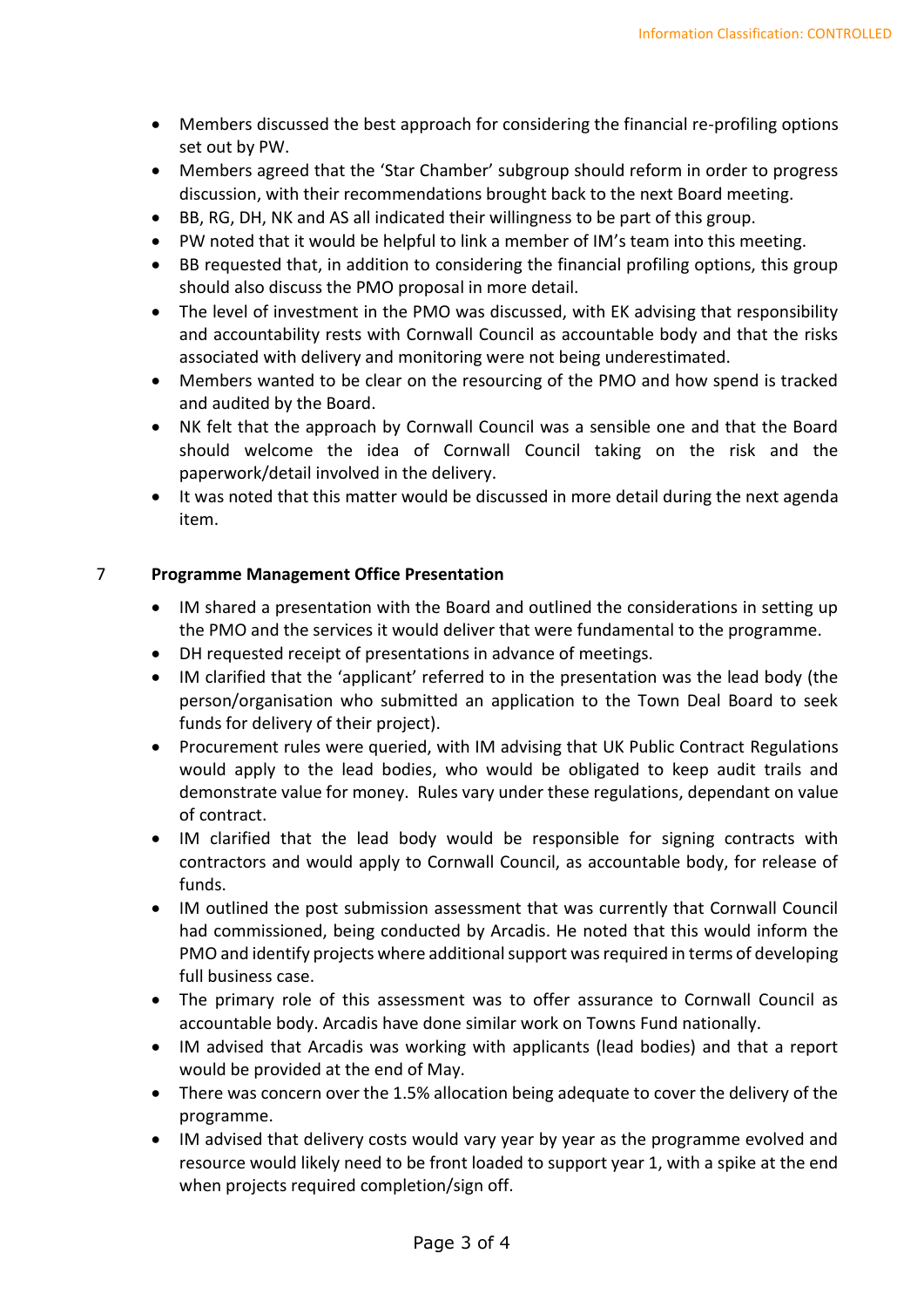- Members discussed the best approach for considering the financial re-profiling options set out by PW.
- Members agreed that the 'Star Chamber' subgroup should reform in order to progress discussion, with their recommendations brought back to the next Board meeting.
- BB, RG, DH, NK and AS all indicated their willingness to be part of this group.
- PW noted that it would be helpful to link a member of IM's team into this meeting.
- BB requested that, in addition to considering the financial profiling options, this group should also discuss the PMO proposal in more detail.
- The level of investment in the PMO was discussed, with EK advising that responsibility and accountability rests with Cornwall Council as accountable body and that the risks associated with delivery and monitoring were not being underestimated.
- Members wanted to be clear on the resourcing of the PMO and how spend is tracked and audited by the Board.
- NK felt that the approach by Cornwall Council was a sensible one and that the Board should welcome the idea of Cornwall Council taking on the risk and the paperwork/detail involved in the delivery.
- It was noted that this matter would be discussed in more detail during the next agenda item.

## 7 Programme Management Office Presentation

- IM shared a presentation with the Board and outlined the considerations in setting up the PMO and the services it would deliver that were fundamental to the programme.
- DH requested receipt of presentations in advance of meetings.
- IM clarified that the 'applicant' referred to in the presentation was the lead body (the person/organisation who submitted an application to the Town Deal Board to seek funds for delivery of their project).
- Procurement rules were queried, with IM advising that UK Public Contract Regulations would apply to the lead bodies, who would be obligated to keep audit trails and demonstrate value for money. Rules vary under these regulations, dependant on value of contract.
- IM clarified that the lead body would be responsible for signing contracts with contractors and would apply to Cornwall Council, as accountable body, for release of funds.
- IM outlined the post submission assessment that was currently that Cornwall Council had commissioned, being conducted by Arcadis. He noted that this would inform the PMO and identify projects where additional support was required in terms of developing full business case.
- The primary role of this assessment was to offer assurance to Cornwall Council as accountable body. Arcadis have done similar work on Towns Fund nationally.
- IM advised that Arcadis was working with applicants (lead bodies) and that a report would be provided at the end of May.
- There was concern over the 1.5% allocation being adequate to cover the delivery of the programme.
- IM advised that delivery costs would vary year by year as the programme evolved and resource would likely need to be front loaded to support year 1, with a spike at the end when projects required completion/sign off.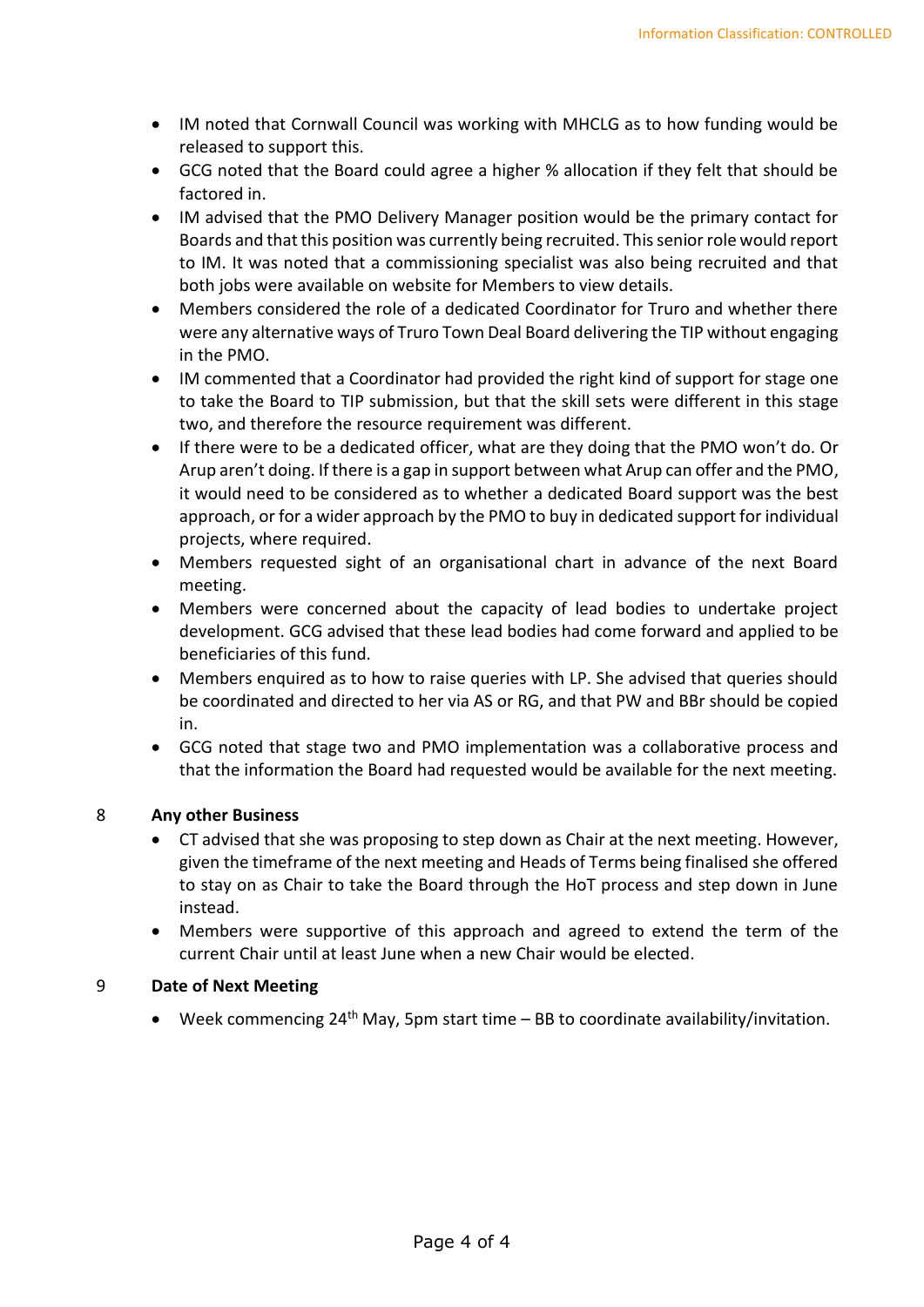- IM noted that Cornwall Council was working with MHCLG as to how funding would be released to support this.
- GCG noted that the Board could agree a higher % allocation if they felt that should be factored in.
- IM advised that the PMO Delivery Manager position would be the primary contact for Boards and that this position was currently being recruited. This senior role would report to IM. It was noted that a commissioning specialist was also being recruited and that both jobs were available on website for Members to view details.
- Members considered the role of a dedicated Coordinator for Truro and whether there were any alternative ways of Truro Town Deal Board delivering the TIP without engaging in the PMO.
- IM commented that a Coordinator had provided the right kind of support for stage one to take the Board to TIP submission, but that the skill sets were different in this stage two, and therefore the resource requirement was different.
- If there were to be a dedicated officer, what are they doing that the PMO won't do. Or Arup aren't doing. If there is a gap in support between what Arup can offer and the PMO, it would need to be considered as to whether a dedicated Board support was the best approach, or for a wider approach by the PMO to buy in dedicated support for individual projects, where required.
- Members requested sight of an organisational chart in advance of the next Board meeting.
- Members were concerned about the capacity of lead bodies to undertake project development. GCG advised that these lead bodies had come forward and applied to be beneficiaries of this fund.
- Members enquired as to how to raise queries with LP. She advised that queries should be coordinated and directed to her via AS or RG, and that PW and BBr should be copied in.
- GCG noted that stage two and PMO implementation was a collaborative process and that the information the Board had requested would be available for the next meeting.

## 8 Any other Business

- CT advised that she was proposing to step down as Chair at the next meeting. However, given the timeframe of the next meeting and Heads of Terms being finalised she offered to stay on as Chair to take the Board through the HoT process and step down in June instead.
- Members were supportive of this approach and agreed to extend the term of the current Chair until at least June when a new Chair would be elected.

## 9 Date of Next Meeting

- Week commencing 24th May, 5pm start time – BB to coordinate availability/invitation.